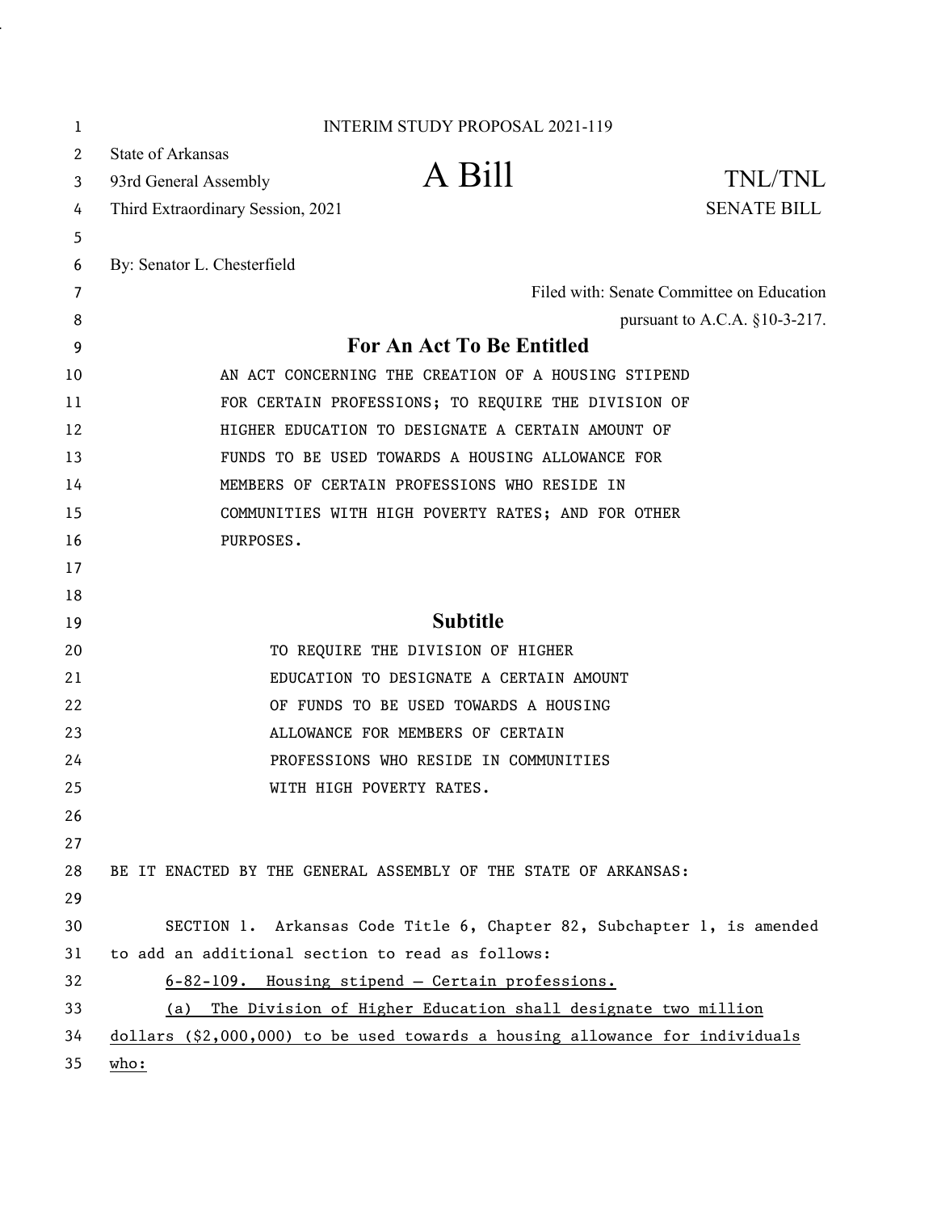INTERIM STUDY PROPOSAL 2021-119

State of Arkansas
93rd General Assembly
Third Extraordinary Session, 2021

# A Bill

TNL/TNL
SENATE BILL

By: Senator L. Chesterfield

Filed with: Senate Committee on Education
pursuant to A.C.A. §10-3-217.

## For An Act To Be Entitled

AN ACT CONCERNING THE CREATION OF A HOUSING STIPEND FOR CERTAIN PROFESSIONS; TO REQUIRE THE DIVISION OF HIGHER EDUCATION TO DESIGNATE A CERTAIN AMOUNT OF FUNDS TO BE USED TOWARDS A HOUSING ALLOWANCE FOR MEMBERS OF CERTAIN PROFESSIONS WHO RESIDE IN COMMUNITIES WITH HIGH POVERTY RATES; AND FOR OTHER PURPOSES.

## Subtitle

TO REQUIRE THE DIVISION OF HIGHER EDUCATION TO DESIGNATE A CERTAIN AMOUNT OF FUNDS TO BE USED TOWARDS A HOUSING ALLOWANCE FOR MEMBERS OF CERTAIN PROFESSIONS WHO RESIDE IN COMMUNITIES WITH HIGH POVERTY RATES.

BE IT ENACTED BY THE GENERAL ASSEMBLY OF THE STATE OF ARKANSAS:

SECTION 1. Arkansas Code Title 6, Chapter 82, Subchapter 1, is amended to add an additional section to read as follows:

6-82-109. Housing stipend — Certain professions.

(a) The Division of Higher Education shall designate two million dollars ($2,000,000) to be used towards a housing allowance for individuals who: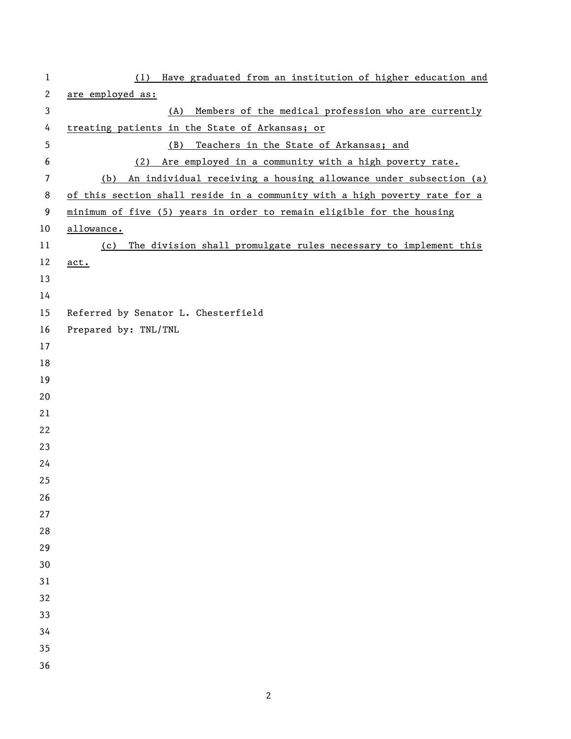(1) Have graduated from an institution of higher education and are employed as:

(A) Members of the medical profession who are currently treating patients in the State of Arkansas; or

(B) Teachers in the State of Arkansas; and

(2) Are employed in a community with a high poverty rate.

(b) An individual receiving a housing allowance under subsection (a) of this section shall reside in a community with a high poverty rate for a minimum of five (5) years in order to remain eligible for the housing allowance.

(c) The division shall promulgate rules necessary to implement this act.

Referred by Senator L. Chesterfield
Prepared by: TNL/TNL